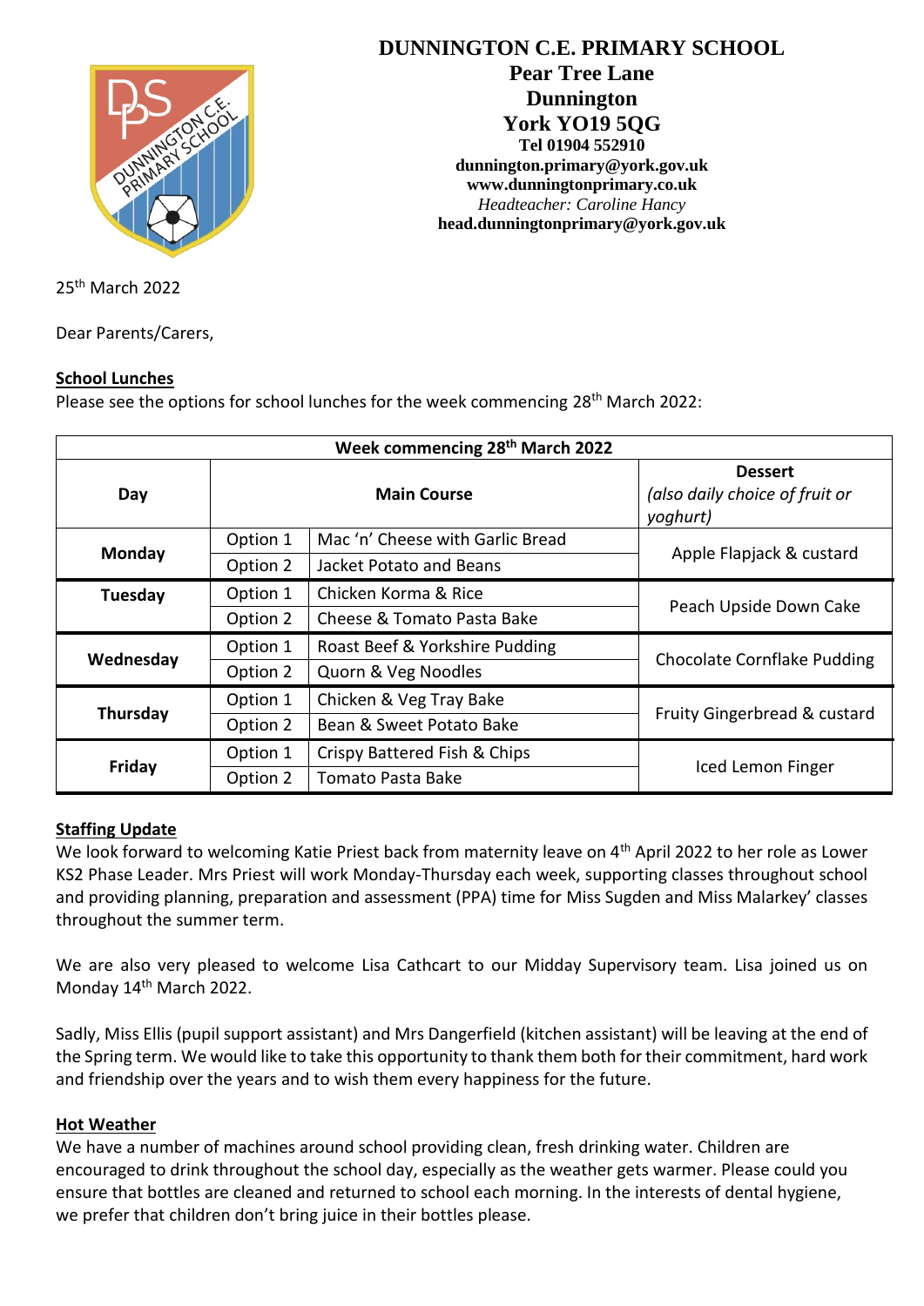# DUNNINGTON C.E. PRIMARY SCHOOL

**Pear Tree Lane**
**Dunnington**
**York YO19 5QG**
**Tel 01904 552910**
**dunnington.primary@york.gov.uk**
**www.dunningtonprimary.co.uk**
*Headteacher: Caroline Hancy*
**head.dunningtonprimary@york.gov.uk**

25th March 2022

Dear Parents/Carers,

**School Lunches**

Please see the options for school lunches for the week commencing 28th March 2022:

| Week commencing 28th March 2022 | | | |
|---|---|---|---|
| **Day** | **Main Course** | | **Dessert** *(also daily choice of fruit or yoghurt)* |
| **Monday** | Option 1 | Mac 'n' Cheese with Garlic Bread | Apple Flapjack & custard |
| | Option 2 | Jacket Potato and Beans | |
| **Tuesday** | Option 1 | Chicken Korma & Rice | Peach Upside Down Cake |
| | Option 2 | Cheese & Tomato Pasta Bake | |
| **Wednesday** | Option 1 | Roast Beef & Yorkshire Pudding | Chocolate Cornflake Pudding |
| | Option 2 | Quorn & Veg Noodles | |
| **Thursday** | Option 1 | Chicken & Veg Tray Bake | Fruity Gingerbread & custard |
| | Option 2 | Bean & Sweet Potato Bake | |
| **Friday** | Option 1 | Crispy Battered Fish & Chips | Iced Lemon Finger |
| | Option 2 | Tomato Pasta Bake | |

**Staffing Update**

We look forward to welcoming Katie Priest back from maternity leave on 4th April 2022 to her role as Lower KS2 Phase Leader. Mrs Priest will work Monday-Thursday each week, supporting classes throughout school and providing planning, preparation and assessment (PPA) time for Miss Sugden and Miss Malarkey' classes throughout the summer term.

We are also very pleased to welcome Lisa Cathcart to our Midday Supervisory team. Lisa joined us on Monday 14th March 2022.

Sadly, Miss Ellis (pupil support assistant) and Mrs Dangerfield (kitchen assistant) will be leaving at the end of the Spring term. We would like to take this opportunity to thank them both for their commitment, hard work and friendship over the years and to wish them every happiness for the future.

**Hot Weather**

We have a number of machines around school providing clean, fresh drinking water. Children are encouraged to drink throughout the school day, especially as the weather gets warmer. Please could you ensure that bottles are cleaned and returned to school each morning. In the interests of dental hygiene, we prefer that children don't bring juice in their bottles please.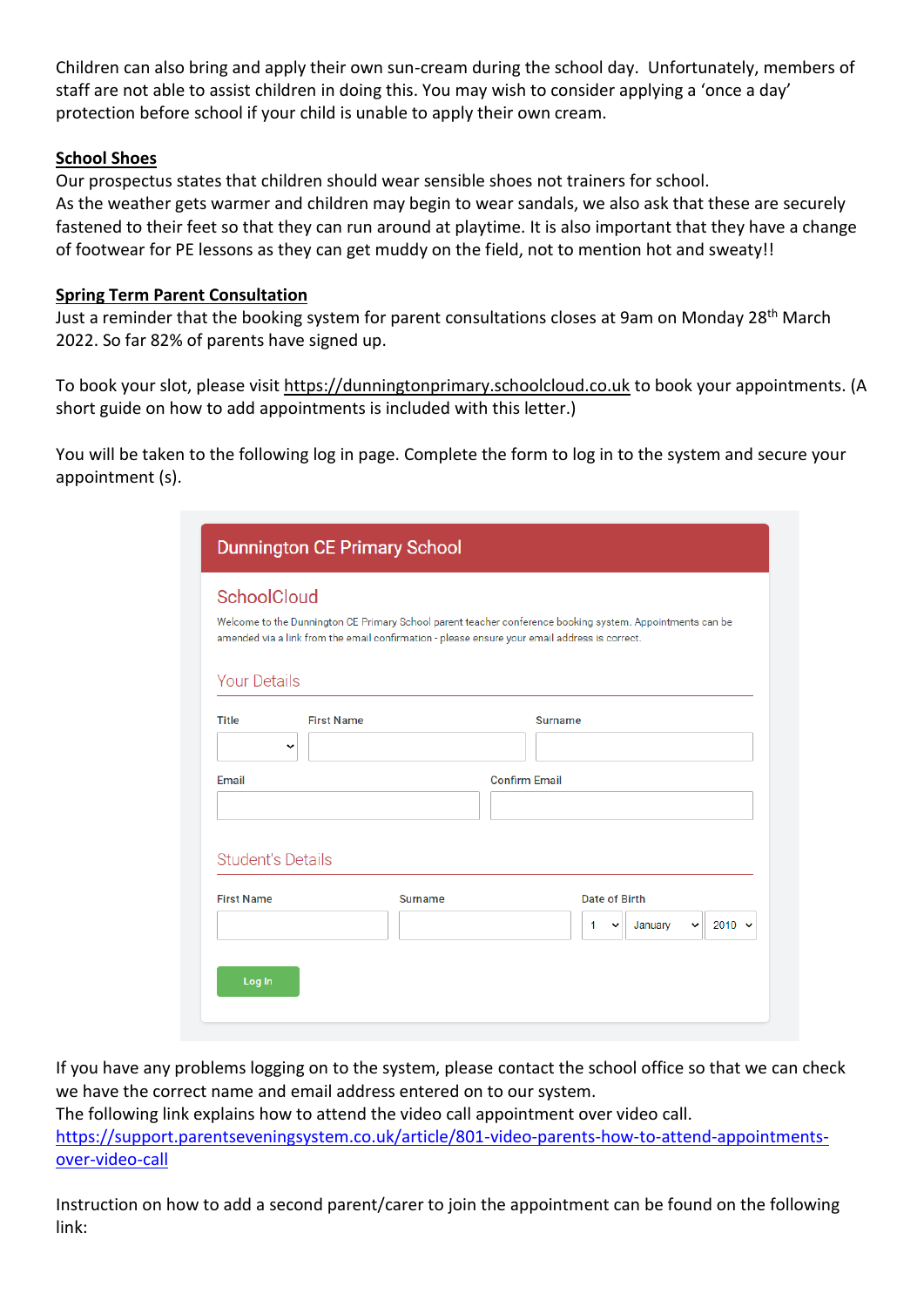Children can also bring and apply their own sun-cream during the school day.  Unfortunately, members of staff are not able to assist children in doing this. You may wish to consider applying a 'once a day' protection before school if your child is unable to apply their own cream.

**School Shoes**

Our prospectus states that children should wear sensible shoes not trainers for school.
As the weather gets warmer and children may begin to wear sandals, we also ask that these are securely fastened to their feet so that they can run around at playtime. It is also important that they have a change of footwear for PE lessons as they can get muddy on the field, not to mention hot and sweaty!!

**Spring Term Parent Consultation**

Just a reminder that the booking system for parent consultations closes at 9am on Monday 28th March 2022. So far 82% of parents have signed up.

To book your slot, please visit https://dunningtonprimary.schoolcloud.co.uk to book your appointments. (A short guide on how to add appointments is included with this letter.)

You will be taken to the following log in page. Complete the form to log in to the system and secure your appointment (s).

Dunnington CE Primary School

SchoolCloud

Welcome to the Dunnington CE Primary School parent teacher conference booking system. Appointments can be amended via a link from the email confirmation - please ensure your email address is correct.

Your Details

Title | First Name | Surname

Email | Confirm Email

Student's Details

First Name | Surname | Date of Birth: 1 January 2010

Log In

If you have any problems logging on to the system, please contact the school office so that we can check we have the correct name and email address entered on to our system.
The following link explains how to attend the video call appointment over video call.
https://support.parentseveningsystem.co.uk/article/801-video-parents-how-to-attend-appointments-over-video-call

Instruction on how to add a second parent/carer to join the appointment can be found on the following link: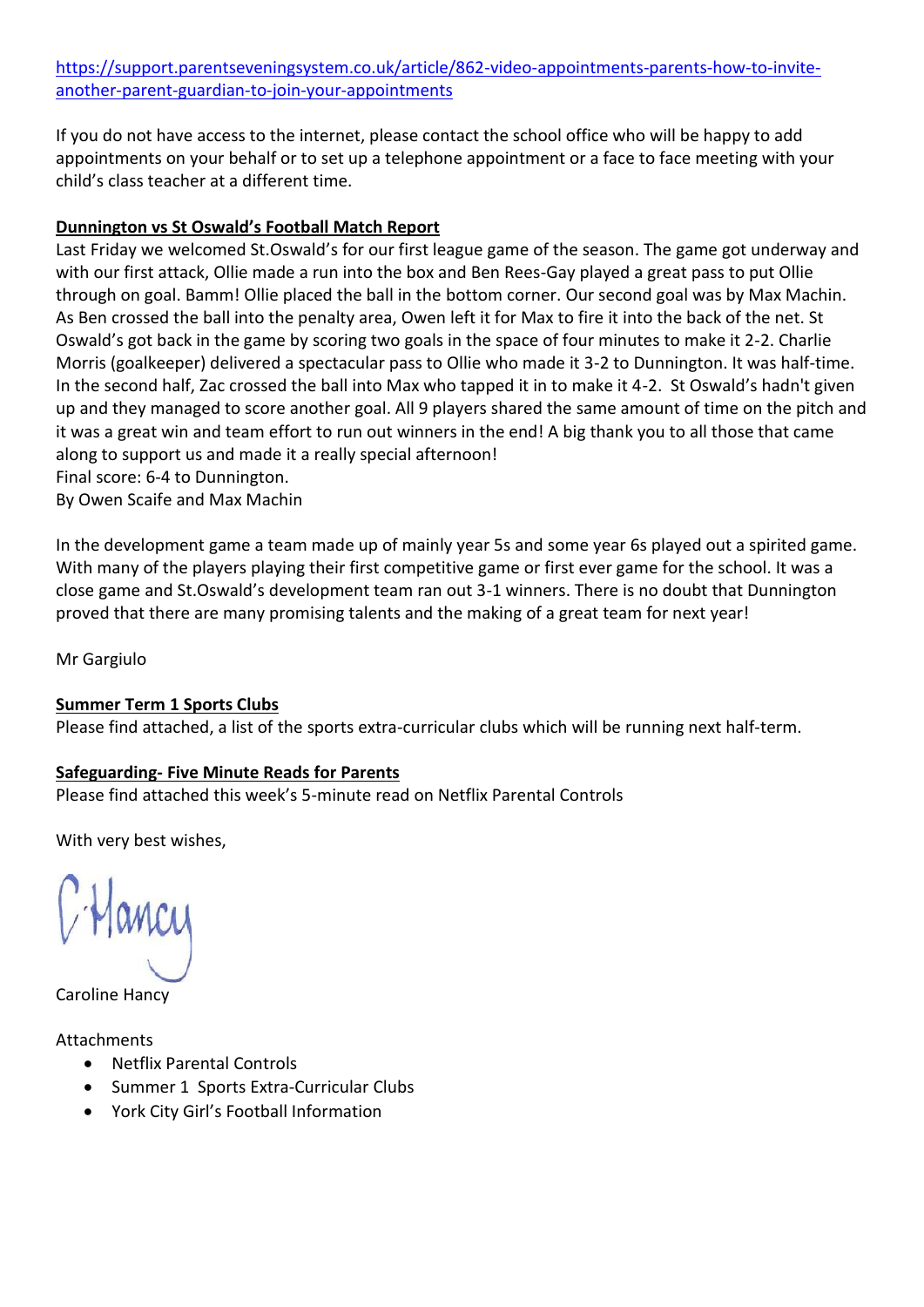[https://support.parenteveningsystem.co.uk/article/862-video-appointments-parents-how-to-invite-another-parent-guardian-to-join-your-appointments](https://support.parenteveningsystem.co.uk/article/862-video-appointments-parents-how-to-invite-another-parent-guardian-to-join-your-appointments)

If you do not have access to the internet, please contact the school office who will be happy to add appointments on your behalf or to set up a telephone appointment or a face to face meeting with your child's class teacher at a different time.

**Dunnington vs St Oswald's Football Match Report**

Last Friday we welcomed St.Oswald's for our first league game of the season. The game got underway and with our first attack, Ollie made a run into the box and Ben Rees-Gay played a great pass to put Ollie through on goal. Bamm! Ollie placed the ball in the bottom corner. Our second goal was by Max Machin. As Ben crossed the ball into the penalty area, Owen left it for Max to fire it into the back of the net. St Oswald's got back in the game by scoring two goals in the space of four minutes to make it 2-2. Charlie Morris (goalkeeper) delivered a spectacular pass to Ollie who made it 3-2 to Dunnington. It was half-time. In the second half, Zac crossed the ball into Max who tapped it in to make it 4-2. St Oswald's hadn't given up and they managed to score another goal. All 9 players shared the same amount of time on the pitch and it was a great win and team effort to run out winners in the end! A big thank you to all those that came along to support us and made it a really special afternoon!
Final score: 6-4 to Dunnington.
By Owen Scaife and Max Machin

In the development game a team made up of mainly year 5s and some year 6s played out a spirited game. With many of the players playing their first competitive game or first ever game for the school. It was a close game and St.Oswald's development team ran out 3-1 winners. There is no doubt that Dunnington proved that there are many promising talents and the making of a great team for next year!

Mr Gargiulo

**Summer Term 1 Sports Clubs**

Please find attached, a list of the sports extra-curricular clubs which will be running next half-term.

**Safeguarding- Five Minute Reads for Parents**

Please find attached this week's 5-minute read on Netflix Parental Controls

With very best wishes,

C Hancy

Caroline Hancy

Attachments

- Netflix Parental Controls
- Summer 1 Sports Extra-Curricular Clubs
- York City Girl's Football Information